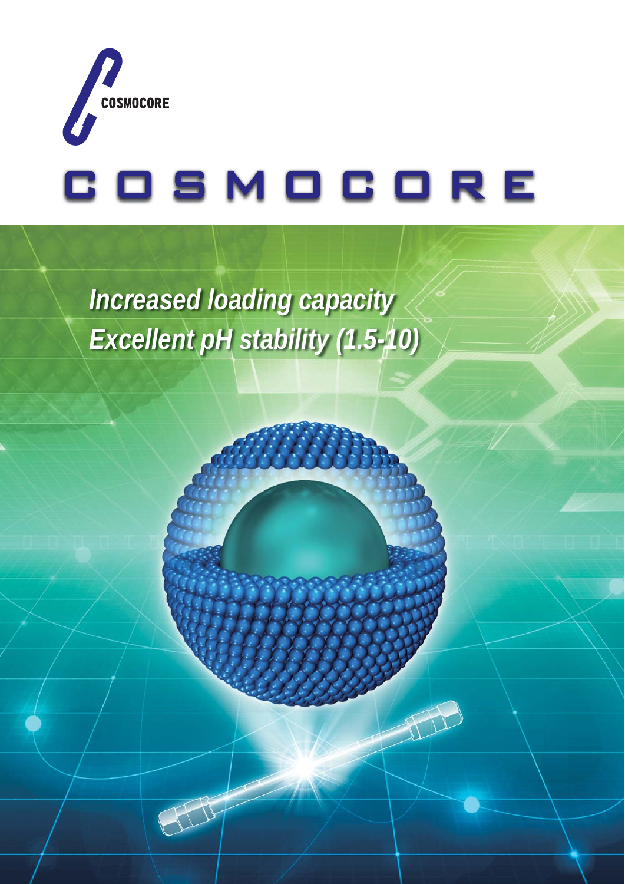COSMOCORE

# COSMOCORE

***Increased loading capacity***
***Excellent pH stability (1.5-10)***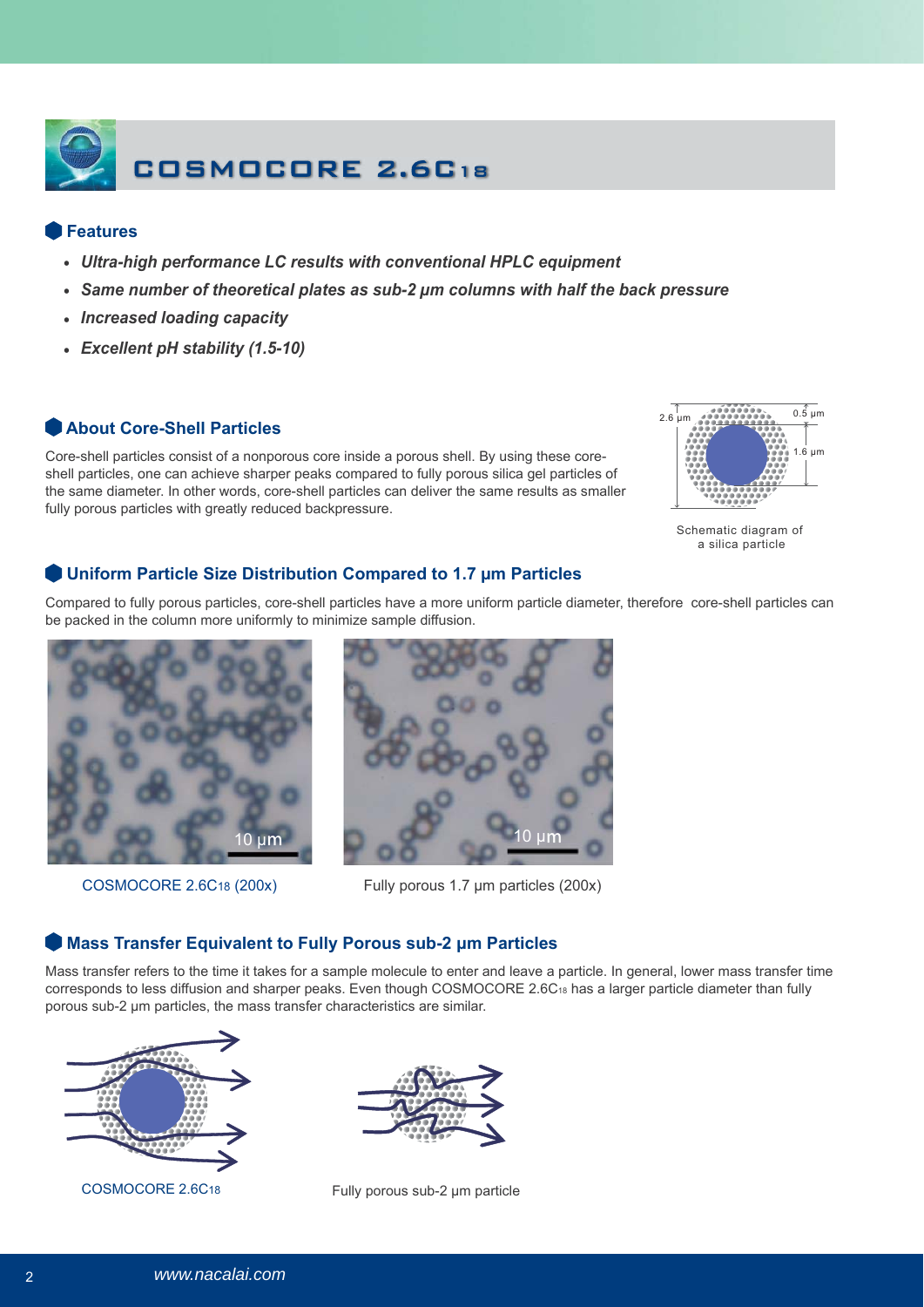# COSMOCORE 2.6C18

## Features

- ***Ultra-high performance LC results with conventional HPLC equipment***
- ***Same number of theoretical plates as sub-2 µm columns with half the back pressure***
- ***Increased loading capacity***
- ***Excellent pH stability (1.5-10)***

## About Core-Shell Particles

Core-shell particles consist of a nonporous core inside a porous shell. By using these core-shell particles, one can achieve sharper peaks compared to fully porous silica gel particles of the same diameter. In other words, core-shell particles can deliver the same results as smaller fully porous particles with greatly reduced backpressure.

2.6 µm 0.5 µm 1.6 µm

Schematic diagram of a silica particle

## Uniform Particle Size Distribution Compared to 1.7 µm Particles

Compared to fully porous particles, core-shell particles have a more uniform particle diameter, therefore core-shell particles can be packed in the column more uniformly to minimize sample diffusion.

10 µm

COSMOCORE 2.6C18 (200x)

10 µm

Fully porous 1.7 µm particles (200x)

## Mass Transfer Equivalent to Fully Porous sub-2 µm Particles

Mass transfer refers to the time it takes for a sample molecule to enter and leave a particle. In general, lower mass transfer time corresponds to less diffusion and sharper peaks. Even though COSMOCORE 2.6C18 has a larger particle diameter than fully porous sub-2 µm particles, the mass transfer characteristics are similar.

COSMOCORE 2.6C18

Fully porous sub-2 µm particle

www.nacalai.com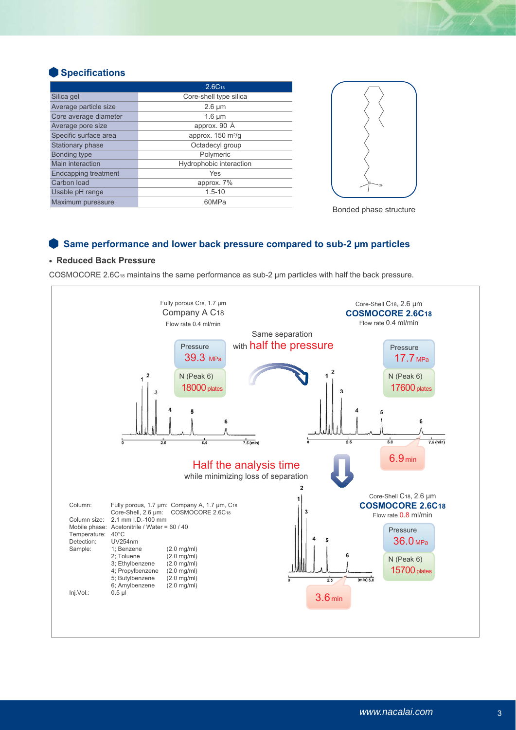## Specifications

| | 2.6C18 |
|---|---|
| Silica gel | Core-shell type silica |
| Average particle size | 2.6 µm |
| Core average diameter | 1.6 µm |
| Average pore size | approx. 90 Å |
| Specific surface area | approx. 150 m²/g |
| Stationary phase | Octadecyl group |
| Bonding type | Polymeric |
| Main interaction | Hydrophobic interaction |
| Endcapping treatment | Yes |
| Carbon load | approx. 7% |
| Usable pH range | 1.5-10 |
| Maximum puressure | 60MPa |

Bonded phase structure

## Same performance and lower back pressure compared to sub-2 µm particles

- **Reduced Back Pressure**

COSMOCORE 2.6C18 maintains the same performance as sub-2 µm particles with half the back pressure.

Fully porous C18, 1.7 µm
Company A C18
Flow rate 0.4 ml/min
Pressure 39.3 MPa
N (Peak 6) 18000 plates

Same separation with half the pressure

Core-Shell C18, 2.6 µm
**COSMOCORE 2.6C18**
Flow rate 0.4 ml/min
Pressure 17.7 MPa
N (Peak 6) 17600 plates
6.9 min

Half the analysis time while minimizing loss of separation

Core-Shell C18, 2.6 µm
**COSMOCORE 2.6C18**
Flow rate 0.8 ml/min
Pressure 36.0 MPa
N (Peak 6) 15700 plates
3.6 min

| | |
|---|---|
| Column: | Fully porous, 1.7 µm: Company A, 1.7 µm, C18<br>Core-Shell, 2.6 µm: COSMOCORE 2.6C18 |
| Column size: | 2.1 mm I.D.-100 mm |
| Mobile phase: | Acetonitrile / Water = 60 / 40 |
| Temperature: | 40°C |
| Detection: | UV254nm |
| Sample: | 1; Benzene (2.0 mg/ml)<br>2; Toluene (2.0 mg/ml)<br>3; Ethylbenzene (2.0 mg/ml)<br>4; Propylbenzene (2.0 mg/ml)<br>5; Butylbenzene (2.0 mg/ml)<br>6; Amylbenzene (2.0 mg/ml) |
| Inj.Vol.: | 0.5 µl |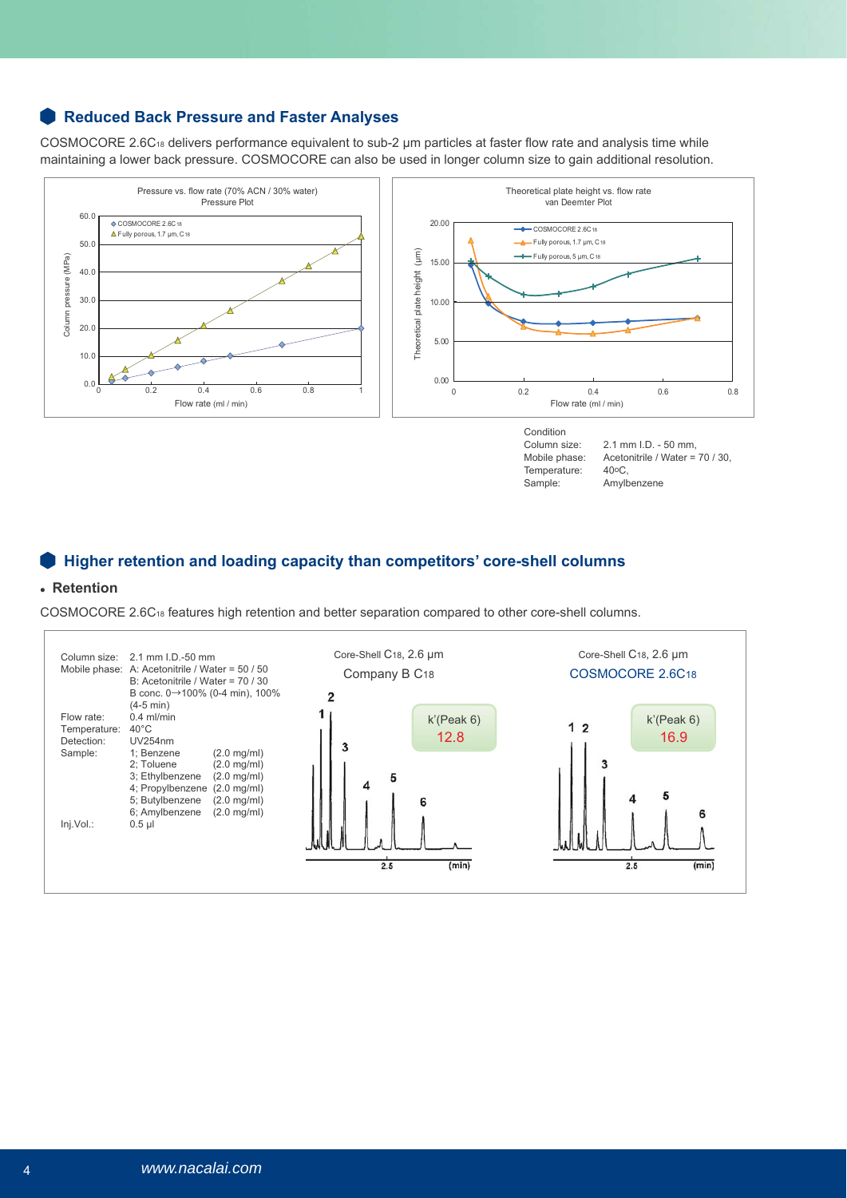## Reduced Back Pressure and Faster Analyses

COSMOCORE 2.6C18 delivers performance equivalent to sub-2 µm particles at faster flow rate and analysis time while maintaining a lower back pressure. COSMOCORE can also be used in longer column size to gain additional resolution.

Pressure vs. flow rate (70% ACN / 30% water)
Pressure Plot

Theoretical plate height vs. flow rate
van Deemter Plot

Condition

| | |
|---|---|
| Column size: | 2.1 mm I.D. - 50 mm, |
| Mobile phase: | Acetonitrile / Water = 70 / 30, |
| Temperature: | 40°C, |
| Sample: | Amylbenzene |

## Higher retention and loading capacity than competitors' core-shell columns

### Retention

COSMOCORE 2.6C18 features high retention and better separation compared to other core-shell columns.

| | | |
|---|---|---|
| Column size: | 2.1 mm I.D.-50 mm | |
| Mobile phase: | A: Acetonitrile / Water = 50 / 50 | |
| | B: Acetonitrile / Water = 70 / 30 | |
| | B conc. 0→100% (0-4 min), 100% (4-5 min) | |
| Flow rate: | 0.4 ml/min | |
| Temperature: | 40°C | |
| Detection: | UV254nm | |
| Sample: | 1; Benzene | (2.0 mg/ml) |
| | 2; Toluene | (2.0 mg/ml) |
| | 3; Ethylbenzene | (2.0 mg/ml) |
| | 4; Propylbenzene | (2.0 mg/ml) |
| | 5; Butylbenzene | (2.0 mg/ml) |
| | 6; Amylbenzene | (2.0 mg/ml) |
| Inj.Vol.: | 0.5 µl | |

Core-Shell C18, 2.6 µm
Company B C18
k'(Peak 6) 12.8

Core-Shell C18, 2.6 µm
COSMOCORE 2.6C18
k'(Peak 6) 16.9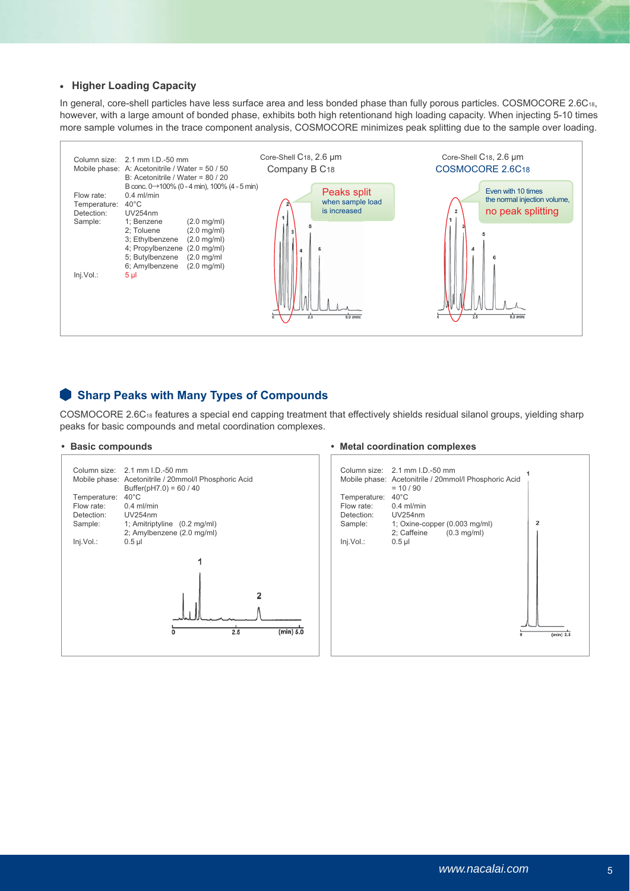- **Higher Loading Capacity**

In general, core-shell particles have less surface area and less bonded phase than fully porous particles. COSMOCORE 2.6C18, however, with a large amount of bonded phase, exhibits both high retentionand high loading capacity. When injecting 5-10 times more sample volumes in the trace component analysis, COSMOCORE minimizes peak splitting due to the sample over loading.

Column size: 2.1 mm I.D.-50 mm
Mobile phase: A: Acetonitrile / Water = 50 / 50
B: Acetonitrile / Water = 80 / 20
B conc. 0→100% (0 - 4 min), 100% (4 - 5 min)
Flow rate: 0.4 ml/min
Temperature: 40°C
Detection: UV254nm
Sample: 1; Benzene (2.0 mg/ml)
2; Toluene (2.0 mg/ml)
3; Ethylbenzene (2.0 mg/ml)
4; Propylbenzene (2.0 mg/ml)
5; Butylbenzene (2.0 mg/ml
6; Amylbenzene (2.0 mg/ml)
Inj.Vol.: 5 µl

Core-Shell C18, 2.6 µm
Company B C18

Peaks split when sample load is increased

Core-Shell C18, 2.6 µm
COSMOCORE 2.6C18

Even with 10 times the normal injection volume, no peak splitting

## Sharp Peaks with Many Types of Compounds

COSMOCORE 2.6C18 features a special end capping treatment that effectively shields residual silanol groups, yielding sharp peaks for basic compounds and metal coordination complexes.

- **Basic compounds**

Column size: 2.1 mm I.D.-50 mm
Mobile phase: Acetonitrile / 20mmol/l Phosphoric Acid Buffer(pH7.0) = 60 / 40
Temperature: 40°C
Flow rate: 0.4 ml/min
Detection: UV254nm
Sample: 1; Amitriptyline (0.2 mg/ml)
2; Amylbenzene (2.0 mg/ml)
Inj.Vol.: 0.5 µl

- **Metal coordination complexes**

Column size: 2.1 mm I.D.-50 mm
Mobile phase: Acetonitrile / 20mmol/l Phosphoric Acid = 10 / 90
Temperature: 40°C
Flow rate: 0.4 ml/min
Detection: UV254nm
Sample: 1; Oxine-copper (0.003 mg/ml)
2; Caffeine (0.3 mg/ml)
Inj.Vol.: 0.5 µl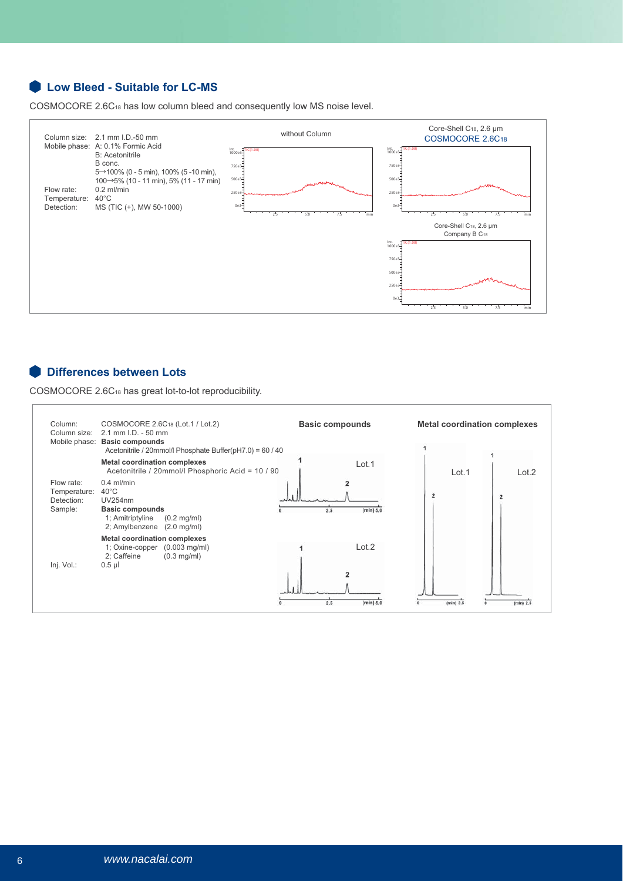## Low Bleed - Suitable for LC-MS

COSMOCORE 2.6C18 has low column bleed and consequently low MS noise level.

Column size: 2.1 mm I.D.-50 mm
Mobile phase: A: 0.1% Formic Acid
B: Acetonitrile
B conc.
5→100% (0 - 5 min), 100% (5 -10 min),
100→5% (10 - 11 min), 5% (11 - 17 min)
Flow rate: 0.2 ml/min
Temperature: 40°C
Detection: MS (TIC (+), MW 50-1000)

without Column

Core-Shell C18, 2.6 μm
COSMOCORE 2.6C18

Core-Shell C18, 2.6 μm
Company B C18

## Differences between Lots

COSMOCORE 2.6C18 has great lot-to-lot reproducibility.

Column: COSMOCORE 2.6C18 (Lot.1 / Lot.2)
Column size: 2.1 mm I.D. - 50 mm
Mobile phase: **Basic compounds**
Acetonitrile / 20mmol/l Phosphate Buffer(pH7.0) = 60 / 40
**Metal coordination complexes**
Acetonitrile / 20mmol/l Phosphoric Acid = 10 / 90
Flow rate: 0.4 ml/min
Temperature: 40°C
Detection: UV254nm
Sample: **Basic compounds**
1; Amitriptyline (0.2 mg/ml)
2; Amylbenzene (2.0 mg/ml)
**Metal coordination complexes**
1; Oxine-copper (0.003 mg/ml)
2; Caffeine (0.3 mg/ml)
Inj. Vol.: 0.5 μl

**Basic compounds**

**Metal coordination complexes**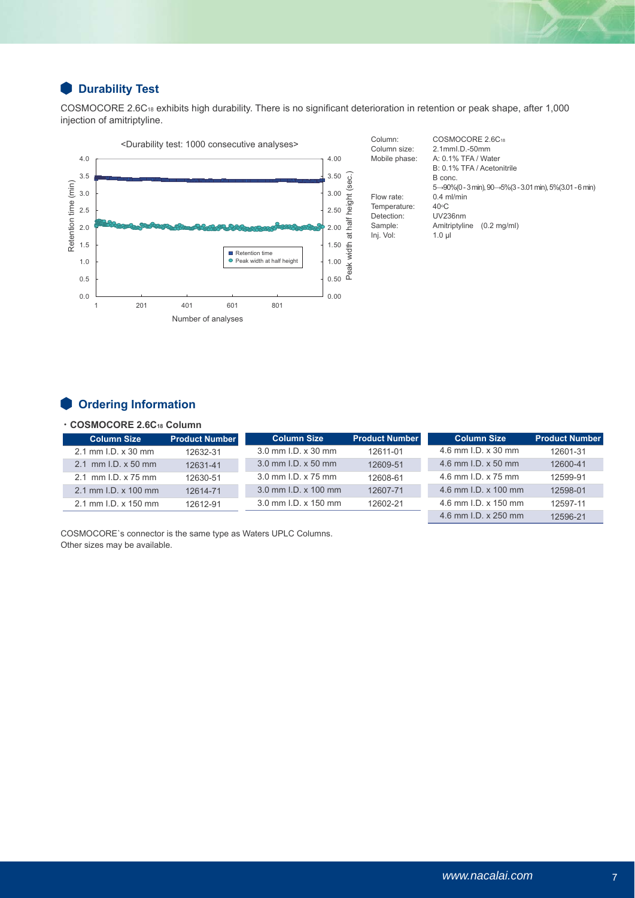## Durability Test

COSMOCORE 2.6$C_{18}$ exhibits high durability. There is no significant deterioration in retention or peak shape, after 1,000 injection of amitriptyline.

<Durability test: 1000 consecutive analyses>

| | |
|---|---|
| Column: | COSMOCORE 2.6$C_{18}$ |
| Column size: | 2.1mmI.D.-50mm |
| Mobile phase: | A: 0.1% TFA / Water<br>B: 0.1% TFA / Acetonitrile<br>B conc.<br>5→90%(0 - 3 min), 90→5%(3 - 3.01 min), 5%(3.01 - 6 min) |
| Flow rate: | 0.4 ml/min |
| Temperature: | 40°C |
| Detection: | UV236nm |
| Sample: | Amitriptyline (0.2 mg/ml) |
| Inj. Vol: | 1.0 µl |

## Ordering Information

**・COSMOCORE 2.6$C_{18}$ Column**

| Column Size | Product Number | Column Size | Product Number | Column Size | Product Number |
|---|---|---|---|---|---|
| 2.1 mm I.D. x 30 mm | 12632-31 | 3.0 mm I.D. x 30 mm | 12611-01 | 4.6 mm I.D. x 30 mm | 12601-31 |
| 2.1 mm I.D. x 50 mm | 12631-41 | 3.0 mm I.D. x 50 mm | 12609-51 | 4.6 mm I.D. x 50 mm | 12600-41 |
| 2.1 mm I.D. x 75 mm | 12630-51 | 3.0 mm I.D. x 75 mm | 12608-61 | 4.6 mm I.D. x 75 mm | 12599-91 |
| 2.1 mm I.D. x 100 mm | 12614-71 | 3.0 mm I.D. x 100 mm | 12607-71 | 4.6 mm I.D. x 100 mm | 12598-01 |
| 2.1 mm I.D. x 150 mm | 12612-91 | 3.0 mm I.D. x 150 mm | 12602-21 | 4.6 mm I.D. x 150 mm | 12597-11 |
| | | | | 4.6 mm I.D. x 250 mm | 12596-21 |

COSMOCORE`s connector is the same type as Waters UPLC Columns.
Other sizes may be available.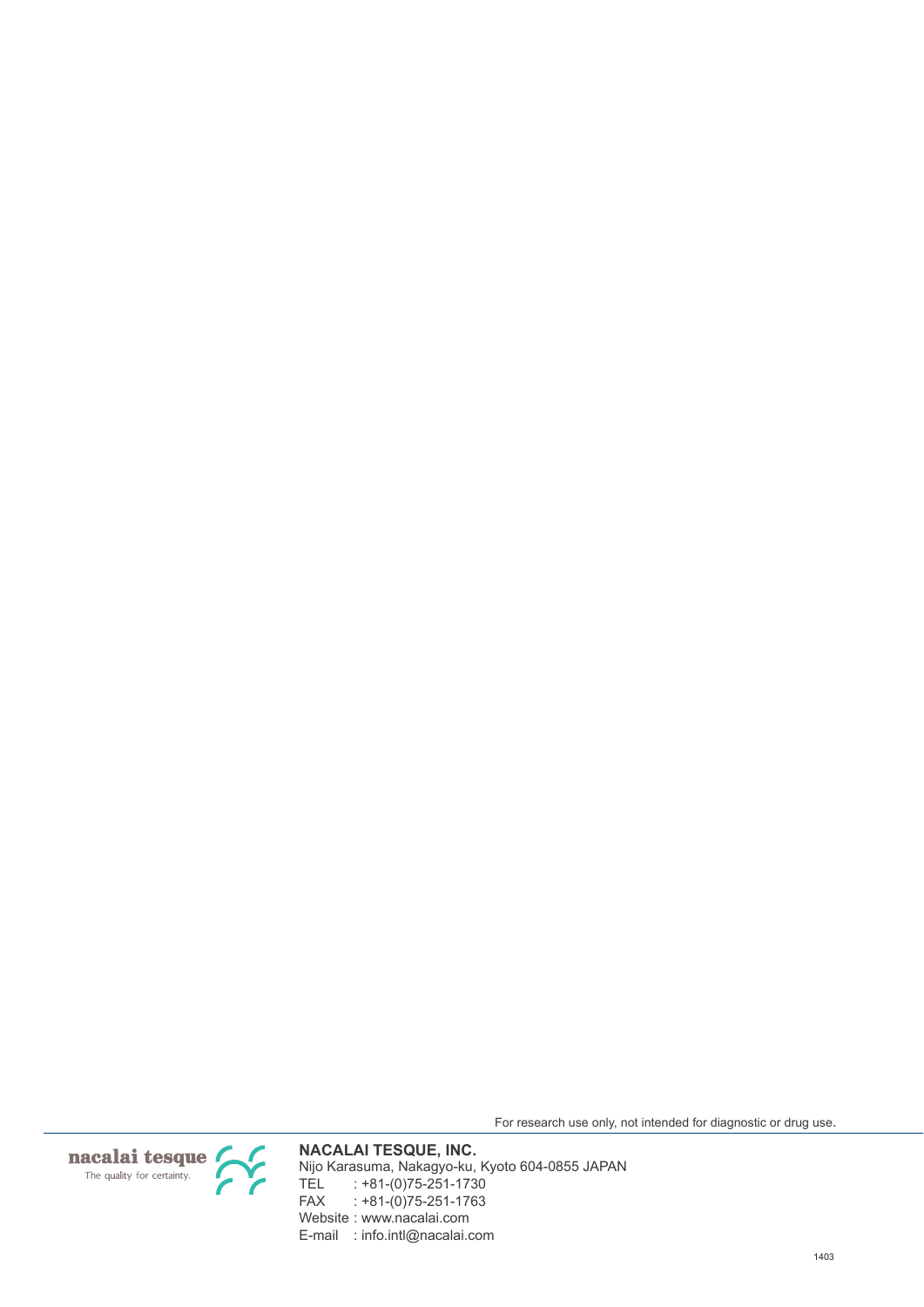For research use only, not intended for diagnostic or drug use.

nacalai tesque
The quality for certainty.

**NACALAI TESQUE, INC.**
Nijo Karasuma, Nakagyo-ku, Kyoto 604-0855 JAPAN
TEL : +81-(0)75-251-1730
FAX : +81-(0)75-251-1763
Website : www.nacalai.com
E-mail : info.intl@nacalai.com

1403